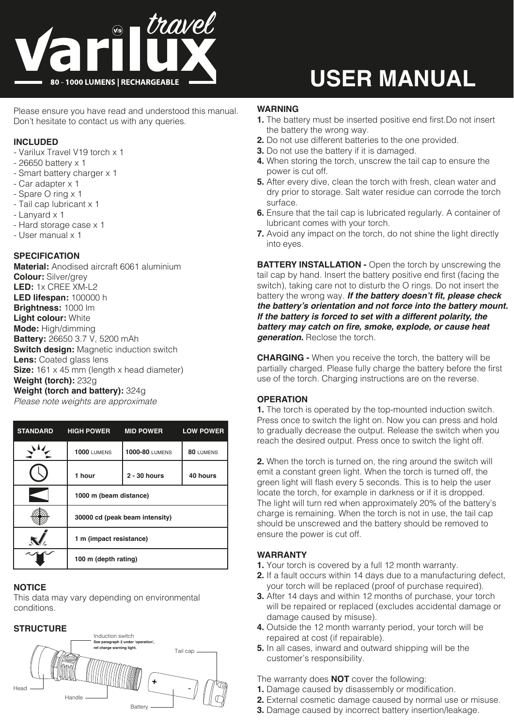# varilux travel

V19

80 - 1000 LUMENS | RECHARGEABLE

# USER MANUAL

Please ensure you have read and understood this manual. Don't hesitate to contact us with any queries.

### INCLUDED

- Varilux Travel V19 torch x 1
- 26650 battery x 1
- Smart battery charger x 1
- Car adapter x 1
- Spare O ring x 1
- Tail cap lubricant x 1
- Lanyard x 1
- Hard storage case x 1
- User manual x 1

### SPECIFICATION

**Material:** Anodised aircraft 6061 aluminium
**Colour:** Silver/grey
**LED:** 1x CREE XM-L2
**LED lifespan:** 100000 h
**Brightness:** 1000 lm
**Light colour:** White
**Mode:** High/dimming
**Battery:** 26650 3.7 V, 5200 mAh
**Switch design:** Magnetic induction switch
**Lens:** Coated glass lens
**Size:** 161 x 45 mm (length x head diameter)
**Weight (torch):** 232g
**Weight (torch and battery):** 324g
*Please note weights are approximate*

| STANDARD | HIGH POWER | MID POWER | LOW POWER |
|---|---|---|---|
| (brightness) | **1000** LUMENS | **1000-80** LUMENS | **80** LUMENS |
| (runtime) | **1 hour** | **2 - 30 hours** | **40 hours** |
| (beam distance) | **1000 m (beam distance)** | | |
| (peak beam intensity) | **30000 cd (peak beam intensity)** | | |
| (impact resistance) | **1 m (impact resistance)** | | |
| (depth rating) | **100 m (depth rating)** | | |

### NOTICE

This data may vary depending on environmental conditions.

### STRUCTURE

Induction switch — **See paragraph 2 under 'operation', ref charge warning light.**
Tail cap
Head
Handle
Battery

### WARNING

1. The battery must be inserted positive end first.Do not insert the battery the wrong way.
2. Do not use different batteries to the one provided.
3. Do not use the battery if it is damaged.
4. When storing the torch, unscrew the tail cap to ensure the power is cut off.
5. After every dive, clean the torch with fresh, clean water and dry prior to storage. Salt water residue can corrode the torch surface.
6. Ensure that the tail cap is lubricated regularly. A container of lubricant comes with your torch.
7. Avoid any impact on the torch, do not shine the light directly into eyes.

**BATTERY INSTALLATION -** Open the torch by unscrewing the tail cap by hand. Insert the battery positive end first (facing the switch), taking care not to disturb the O rings. Do not insert the battery the wrong way. ***If the battery doesn't fit, please check the battery's orientation and not force into the battery mount. If the battery is forced to set with a different polarity, the battery may catch on fire, smoke, explode, or cause heat generation.*** Reclose the torch.

**CHARGING -** When you receive the torch, the battery will be partially charged. Please fully charge the battery before the first use of the torch. Charging instructions are on the reverse.

### OPERATION

**1.** The torch is operated by the top-mounted induction switch. Press once to switch the light on. Now you can press and hold to gradually decrease the output. Release the switch when you reach the desired output. Press once to switch the light off.

**2.** When the torch is turned on, the ring around the switch will emit a constant green light. When the torch is turned off, the green light will flash every 5 seconds. This is to help the user locate the torch, for example in darkness or if it is dropped. The light will turn red when approximately 20% of the battery's charge is remaining. When the torch is not in use, the tail cap should be unscrewed and the battery should be removed to ensure the power is cut off.

### WARRANTY

1. Your torch is covered by a full 12 month warranty.
2. If a fault occurs within 14 days due to a manufacturing defect, your torch will be replaced (proof of purchase required).
3. After 14 days and within 12 months of purchase, your torch will be repaired or replaced (excludes accidental damage or damage caused by misuse).
4. Outside the 12 month warranty period, your torch will be repaired at cost (if repairable).
5. In all cases, inward and outward shipping will be the customer's responsibility.

The warranty does **NOT** cover the following:

1. Damage caused by disassembly or modification.
2. External cosmetic damage caused by normal use or misuse.
3. Damage caused by incorrect battery insertion/leakage.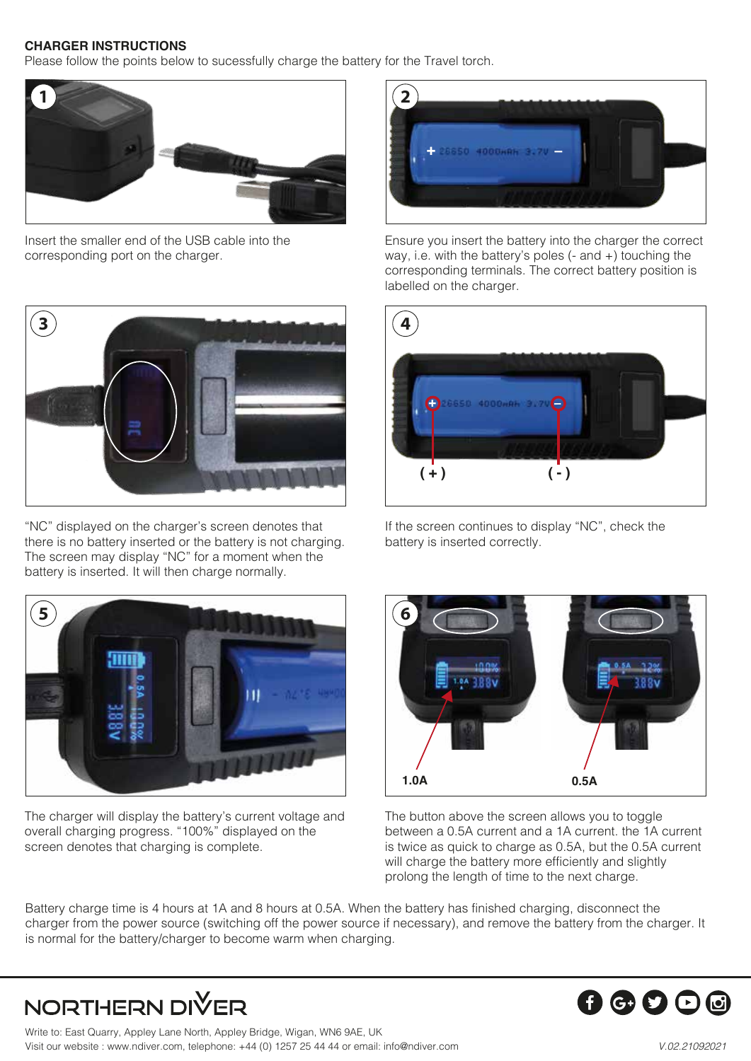**CHARGER INSTRUCTIONS**

Please follow the points below to sucessfully charge the battery for the Travel torch.

1. Insert the smaller end of the USB cable into the corresponding port on the charger.

2. Ensure you insert the battery into the charger the correct way, i.e. with the battery's poles (- and +) touching the corresponding terminals. The correct battery position is labelled on the charger.

3. "NC" displayed on the charger's screen denotes that there is no battery inserted or the battery is not charging. The screen may display "NC" for a moment when the battery is inserted. It will then charge normally.

4. ( + ) ( - )

   If the screen continues to display "NC", check the battery is inserted correctly.

5. The charger will display the battery's current voltage and overall charging progress. "100%" displayed on the screen denotes that charging is complete.

6. 1.0A 0.5A

   The button above the screen allows you to toggle between a 0.5A current and a 1A current. the 1A current is twice as quick to charge as 0.5A, but the 0.5A current will charge the battery more efficiently and slightly prolong the length of time to the next charge.

Battery charge time is 4 hours at 1A and 8 hours at 0.5A. When the battery has finished charging, disconnect the charger from the power source (switching off the power source if necessary), and remove the battery from the charger. It is normal for the battery/charger to become warm when charging.

NORTHERN DIVER

Write to: East Quarry, Appley Lane North, Appley Bridge, Wigan, WN6 9AE, UK
Visit our website : www.ndiver.com, telephone: +44 (0) 1257 25 44 44 or email: info@ndiver.com

V.02.21092021